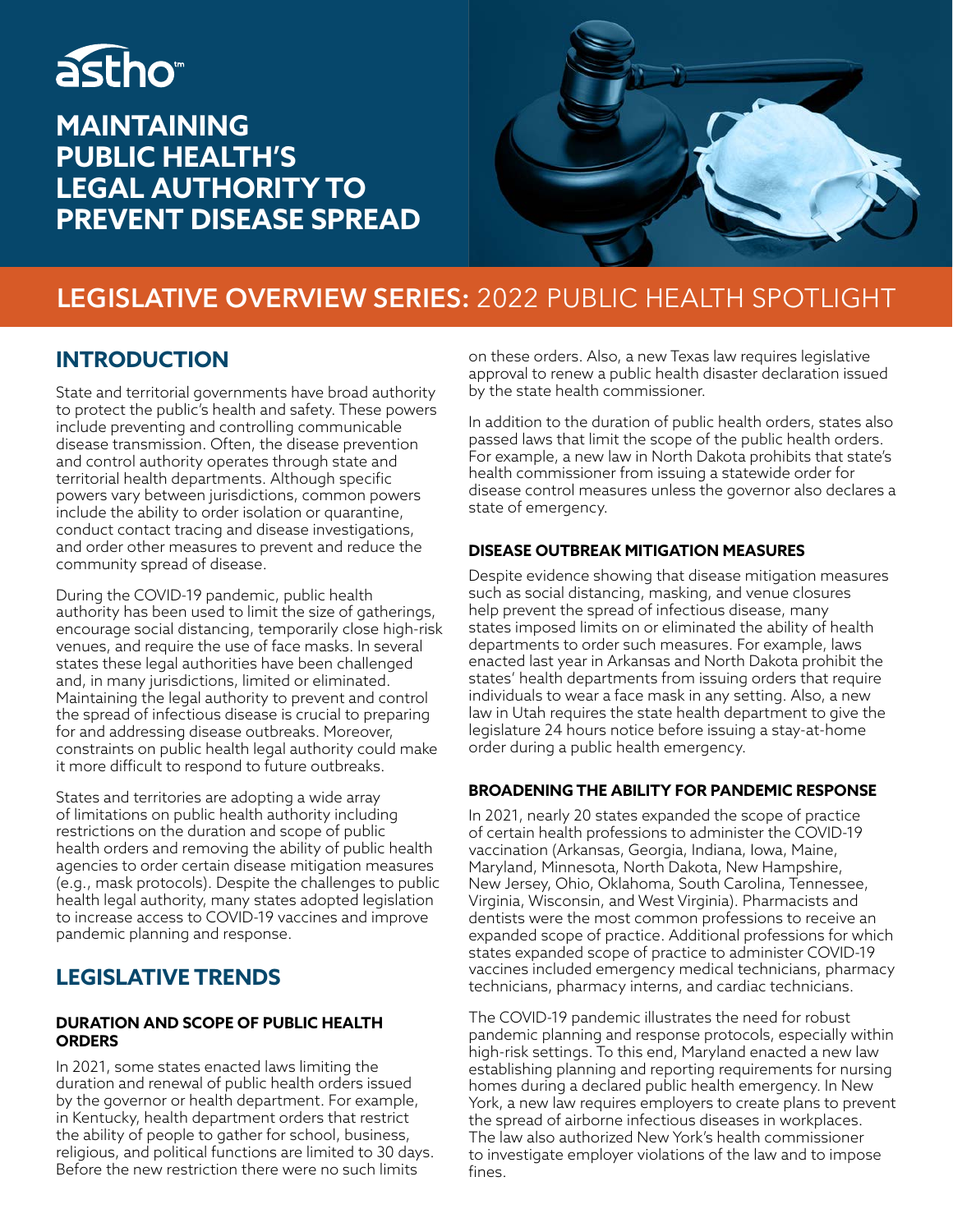astho™

# MAINTAINING PUBLIC HEALTH'S LEGAL AUTHORITY TO PREVENT DISEASE SPREAD

**LEGISLATIVE OVERVIEW SERIES:** 2022 PUBLIC HEALTH SPOTLIGHT

## INTRODUCTION

State and territorial governments have broad authority to protect the public's health and safety. These powers include preventing and controlling communicable disease transmission. Often, the disease prevention and control authority operates through state and territorial health departments. Although specific powers vary between jurisdictions, common powers include the ability to order isolation or quarantine, conduct contact tracing and disease investigations, and order other measures to prevent and reduce the community spread of disease.

During the COVID-19 pandemic, public health authority has been used to limit the size of gatherings, encourage social distancing, temporarily close high-risk venues, and require the use of face masks. In several states these legal authorities have been challenged and, in many jurisdictions, limited or eliminated. Maintaining the legal authority to prevent and control the spread of infectious disease is crucial to preparing for and addressing disease outbreaks. Moreover, constraints on public health legal authority could make it more difficult to respond to future outbreaks.

States and territories are adopting a wide array of limitations on public health authority including restrictions on the duration and scope of public health orders and removing the ability of public health agencies to order certain disease mitigation measures (e.g., mask protocols). Despite the challenges to public health legal authority, many states adopted legislation to increase access to COVID-19 vaccines and improve pandemic planning and response.

## LEGISLATIVE TRENDS

### DURATION AND SCOPE OF PUBLIC HEALTH ORDERS

In 2021, some states enacted laws limiting the duration and renewal of public health orders issued by the governor or health department. For example, in Kentucky, health department orders that restrict the ability of people to gather for school, business, religious, and political functions are limited to 30 days. Before the new restriction there were no such limits on these orders. Also, a new Texas law requires legislative approval to renew a public health disaster declaration issued by the state health commissioner.

In addition to the duration of public health orders, states also passed laws that limit the scope of the public health orders. For example, a new law in North Dakota prohibits that state's health commissioner from issuing a statewide order for disease control measures unless the governor also declares a state of emergency.

### DISEASE OUTBREAK MITIGATION MEASURES

Despite evidence showing that disease mitigation measures such as social distancing, masking, and venue closures help prevent the spread of infectious disease, many states imposed limits on or eliminated the ability of health departments to order such measures. For example, laws enacted last year in Arkansas and North Dakota prohibit the states' health departments from issuing orders that require individuals to wear a face mask in any setting. Also, a new law in Utah requires the state health department to give the legislature 24 hours notice before issuing a stay-at-home order during a public health emergency.

### BROADENING THE ABILITY FOR PANDEMIC RESPONSE

In 2021, nearly 20 states expanded the scope of practice of certain health professions to administer the COVID-19 vaccination (Arkansas, Georgia, Indiana, Iowa, Maine, Maryland, Minnesota, North Dakota, New Hampshire, New Jersey, Ohio, Oklahoma, South Carolina, Tennessee, Virginia, Wisconsin, and West Virginia). Pharmacists and dentists were the most common professions to receive an expanded scope of practice. Additional professions for which states expanded scope of practice to administer COVID-19 vaccines included emergency medical technicians, pharmacy technicians, pharmacy interns, and cardiac technicians.

The COVID-19 pandemic illustrates the need for robust pandemic planning and response protocols, especially within high-risk settings. To this end, Maryland enacted a new law establishing planning and reporting requirements for nursing homes during a declared public health emergency. In New York, a new law requires employers to create plans to prevent the spread of airborne infectious diseases in workplaces. The law also authorized New York's health commissioner to investigate employer violations of the law and to impose fines.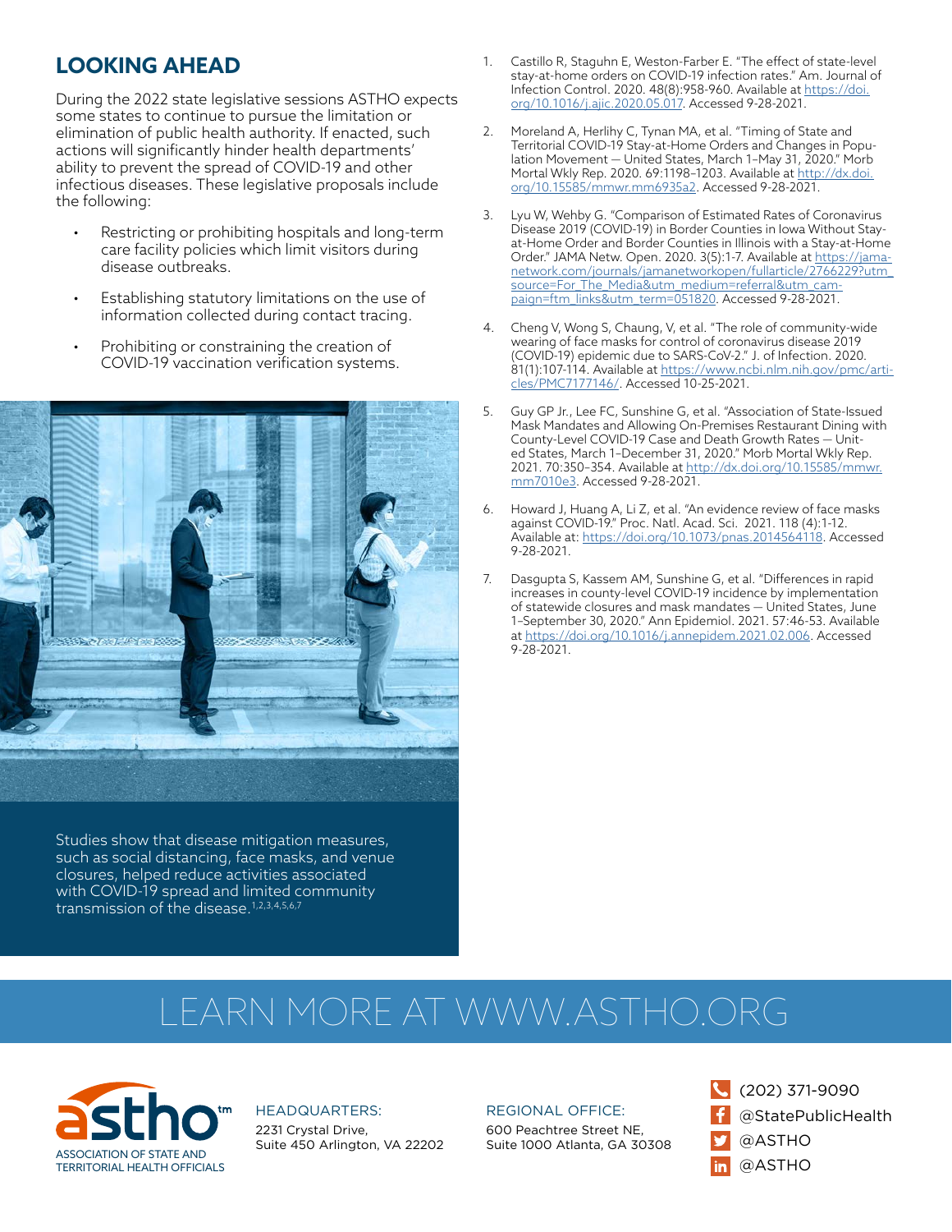## LOOKING AHEAD

During the 2022 state legislative sessions ASTHO expects some states to continue to pursue the limitation or elimination of public health authority. If enacted, such actions will significantly hinder health departments' ability to prevent the spread of COVID-19 and other infectious diseases. These legislative proposals include the following:

- Restricting or prohibiting hospitals and long-term care facility policies which limit visitors during disease outbreaks.
- Establishing statutory limitations on the use of information collected during contact tracing.
- Prohibiting or constraining the creation of COVID-19 vaccination verification systems.

Studies show that disease mitigation measures, such as social distancing, face masks, and venue closures, helped reduce activities associated with COVID-19 spread and limited community transmission of the disease.[1,2,3,4,5,6,7]

1. Castillo R, Staguhn E, Weston-Farber E. "The effect of state-level stay-at-home orders on COVID-19 infection rates." Am. Journal of Infection Control. 2020. 48(8):958-960. Available at https://doi.org/10.1016/j.ajic.2020.05.017. Accessed 9-28-2021.

2. Moreland A, Herlihy C, Tynan MA, et al. "Timing of State and Territorial COVID-19 Stay-at-Home Orders and Changes in Population Movement — United States, March 1–May 31, 2020." Morb Mortal Wkly Rep. 2020. 69:1198–1203. Available at http://dx.doi.org/10.15585/mmwr.mm6935a2. Accessed 9-28-2021.

3. Lyu W, Wehby G. "Comparison of Estimated Rates of Coronavirus Disease 2019 (COVID-19) in Border Counties in Iowa Without Stay-at-Home Order and Border Counties in Illinois with a Stay-at-Home Order." JAMA Netw. Open. 2020. 3(5):1-7. Available at https://jamanetwork.com/journals/jamanetworkopen/fullarticle/2766229?utm_source=For_The_Media&utm_medium=referral&utm_campaign=ftm_links&utm_term=051820. Accessed 9-28-2021.

4. Cheng V, Wong S, Chaung, V, et al. "The role of community-wide wearing of face masks for control of coronavirus disease 2019 (COVID-19) epidemic due to SARS-CoV-2." J. of Infection. 2020. 81(1):107-114. Available at https://www.ncbi.nlm.nih.gov/pmc/articles/PMC7177146/. Accessed 10-25-2021.

5. Guy GP Jr., Lee FC, Sunshine G, et al. "Association of State-Issued Mask Mandates and Allowing On-Premises Restaurant Dining with County-Level COVID-19 Case and Death Growth Rates — United States, March 1–December 31, 2020." Morb Mortal Wkly Rep. 2021. 70:350–354. Available at http://dx.doi.org/10.15585/mmwr.mm7010e3. Accessed 9-28-2021.

6. Howard J, Huang A, Li Z, et al. "An evidence review of face masks against COVID-19." Proc. Natl. Acad. Sci. 2021. 118 (4):1-12. Available at: https://doi.org/10.1073/pnas.2014564118. Accessed 9-28-2021.

7. Dasgupta S, Kassem AM, Sunshine G, et al. "Differences in rapid increases in county-level COVID-19 incidence by implementation of statewide closures and mask mandates — United States, June 1–September 30, 2020." Ann Epidemiol. 2021. 57:46-53. Available at https://doi.org/10.1016/j.annepidem.2021.02.006. Accessed 9-28-2021.

LEARN MORE AT WWW.ASTHO.ORG

astho™ ASSOCIATION OF STATE AND TERRITORIAL HEALTH OFFICIALS

HEADQUARTERS:
2231 Crystal Drive,
Suite 450 Arlington, VA 22202

REGIONAL OFFICE:
600 Peachtree Street NE,
Suite 1000 Atlanta, GA 30308

(202) 371-9090
@StatePublicHealth
@ASTHO
@ASTHO